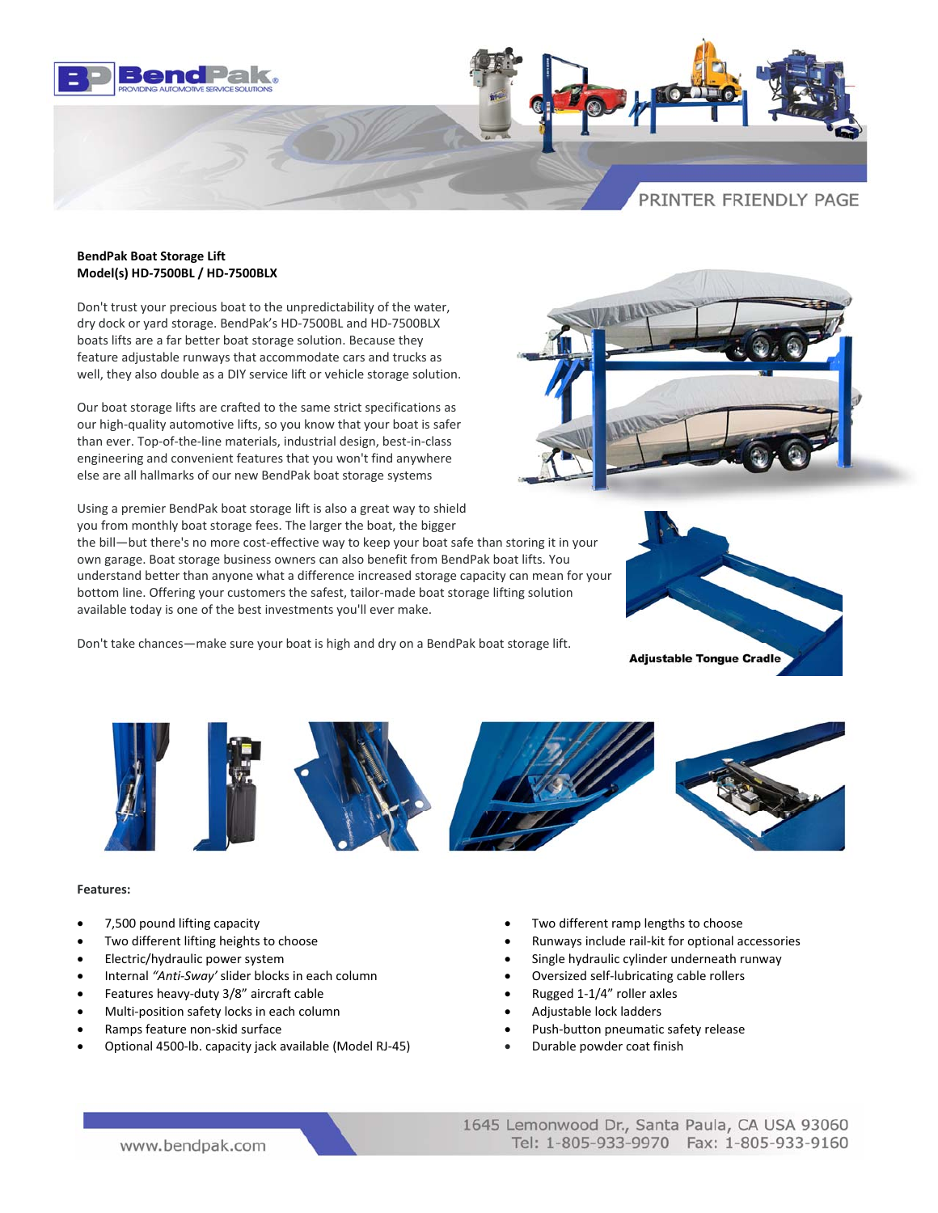PRINTER FRIENDLY PAGE

**BendPak Boat Storage Lift**
**Model(s) HD-7500BL / HD-7500BLX**

Don't trust your precious boat to the unpredictability of the water, dry dock or yard storage. BendPak's HD-7500BL and HD-7500BLX boats lifts are a far better boat storage solution. Because they feature adjustable runways that accommodate cars and trucks as well, they also double as a DIY service lift or vehicle storage solution.

Our boat storage lifts are crafted to the same strict specifications as our high-quality automotive lifts, so you know that your boat is safer than ever. Top-of-the-line materials, industrial design, best-in-class engineering and convenient features that you won't find anywhere else are all hallmarks of our new BendPak boat storage systems

Using a premier BendPak boat storage lift is also a great way to shield you from monthly boat storage fees. The larger the boat, the bigger the bill—but there's no more cost-effective way to keep your boat safe than storing it in your own garage. Boat storage business owners can also benefit from BendPak boat lifts. You understand better than anyone what a difference increased storage capacity can mean for your bottom line. Offering your customers the safest, tailor-made boat storage lifting solution available today is one of the best investments you'll ever make.

Don't take chances—make sure your boat is high and dry on a BendPak boat storage lift.

Adjustable Tongue Cradle

**Features:**

- 7,500 pound lifting capacity
- Two different lifting heights to choose
- Electric/hydraulic power system
- Internal *"Anti-Sway'* slider blocks in each column
- Features heavy-duty 3/8" aircraft cable
- Multi-position safety locks in each column
- Ramps feature non-skid surface
- Optional 4500-lb. capacity jack available (Model RJ-45)
- Two different ramp lengths to choose
- Runways include rail-kit for optional accessories
- Single hydraulic cylinder underneath runway
- Oversized self-lubricating cable rollers
- Rugged 1-1/4" roller axles
- Adjustable lock ladders
- Push-button pneumatic safety release
- Durable powder coat finish

www.bendpak.com

1645 Lemonwood Dr., Santa Paula, CA USA 93060
Tel: 1-805-933-9970 Fax: 1-805-933-9160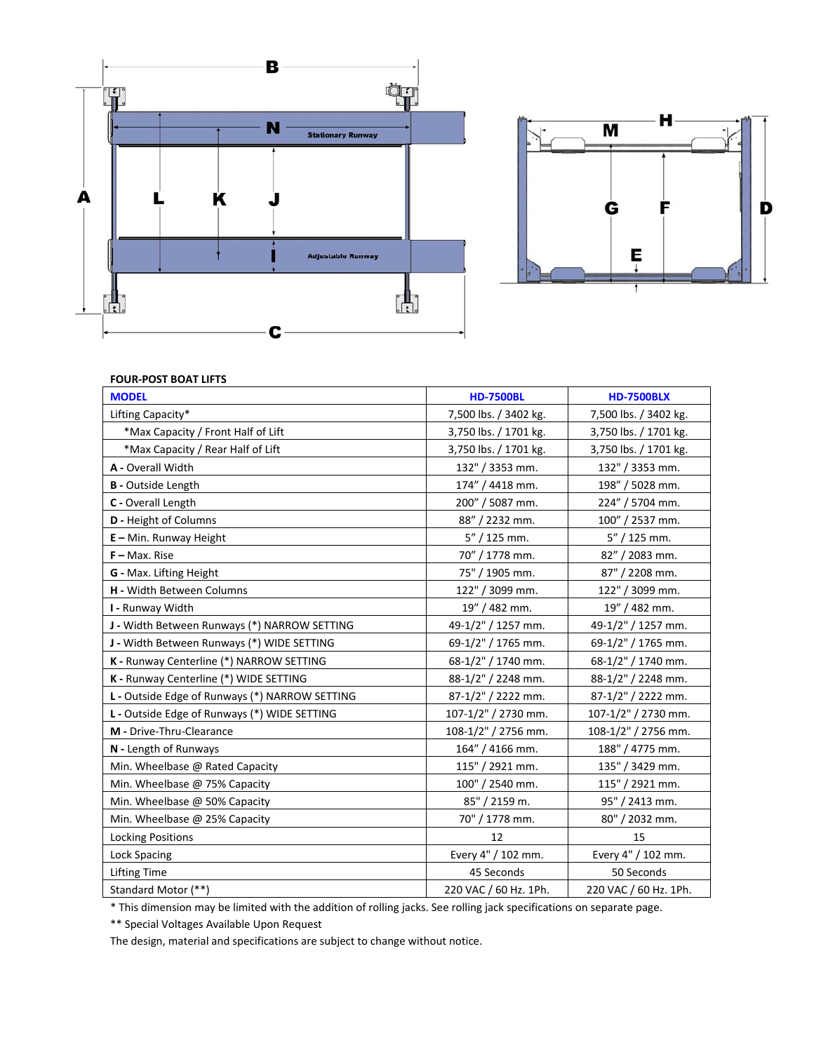**FOUR-POST BOAT LIFTS**

| MODEL | HD-7500BL | HD-7500BLX |
|---|---|---|
| Lifting Capacity* | 7,500 lbs. / 3402 kg. | 7,500 lbs. / 3402 kg. |
| *Max Capacity / Front Half of Lift | 3,750 lbs. / 1701 kg. | 3,750 lbs. / 1701 kg. |
| *Max Capacity / Rear Half of Lift | 3,750 lbs. / 1701 kg. | 3,750 lbs. / 1701 kg. |
| **A** - Overall Width | 132" / 3353 mm. | 132" / 3353 mm. |
| **B** - Outside Length | 174" / 4418 mm. | 198" / 5028 mm. |
| **C** - Overall Length | 200" / 5087 mm. | 224" / 5704 mm. |
| **D** - Height of Columns | 88" / 2232 mm. | 100" / 2537 mm. |
| **E** – Min. Runway Height | 5" / 125 mm. | 5" / 125 mm. |
| **F** – Max. Rise | 70" / 1778 mm. | 82" / 2083 mm. |
| **G** - Max. Lifting Height | 75" / 1905 mm. | 87" / 2208 mm. |
| **H** - Width Between Columns | 122" / 3099 mm. | 122" / 3099 mm. |
| **I** - Runway Width | 19" / 482 mm. | 19" / 482 mm. |
| **J** - Width Between Runways (*) NARROW SETTING | 49-1/2" / 1257 mm. | 49-1/2" / 1257 mm. |
| **J** - Width Between Runways (*) WIDE SETTING | 69-1/2" / 1765 mm. | 69-1/2" / 1765 mm. |
| **K** - Runway Centerline (*) NARROW SETTING | 68-1/2" / 1740 mm. | 68-1/2" / 1740 mm. |
| **K** - Runway Centerline (*) WIDE SETTING | 88-1/2" / 2248 mm. | 88-1/2" / 2248 mm. |
| **L** - Outside Edge of Runways (*) NARROW SETTING | 87-1/2" / 2222 mm. | 87-1/2" / 2222 mm. |
| **L** - Outside Edge of Runways (*) WIDE SETTING | 107-1/2" / 2730 mm. | 107-1/2" / 2730 mm. |
| **M** - Drive-Thru-Clearance | 108-1/2" / 2756 mm. | 108-1/2" / 2756 mm. |
| **N** - Length of Runways | 164" / 4166 mm. | 188" / 4775 mm. |
| Min. Wheelbase @ Rated Capacity | 115" / 2921 mm. | 135" / 3429 mm. |
| Min. Wheelbase @ 75% Capacity | 100" / 2540 mm. | 115" / 2921 mm. |
| Min. Wheelbase @ 50% Capacity | 85" / 2159 m. | 95" / 2413 mm. |
| Min. Wheelbase @ 25% Capacity | 70" / 1778 mm. | 80" / 2032 mm. |
| Locking Positions | 12 | 15 |
| Lock Spacing | Every 4" / 102 mm. | Every 4" / 102 mm. |
| Lifting Time | 45 Seconds | 50 Seconds |
| Standard Motor (**) | 220 VAC / 60 Hz. 1Ph. | 220 VAC / 60 Hz. 1Ph. |

* This dimension may be limited with the addition of rolling jacks. See rolling jack specifications on separate page.

** Special Voltages Available Upon Request

The design, material and specifications are subject to change without notice.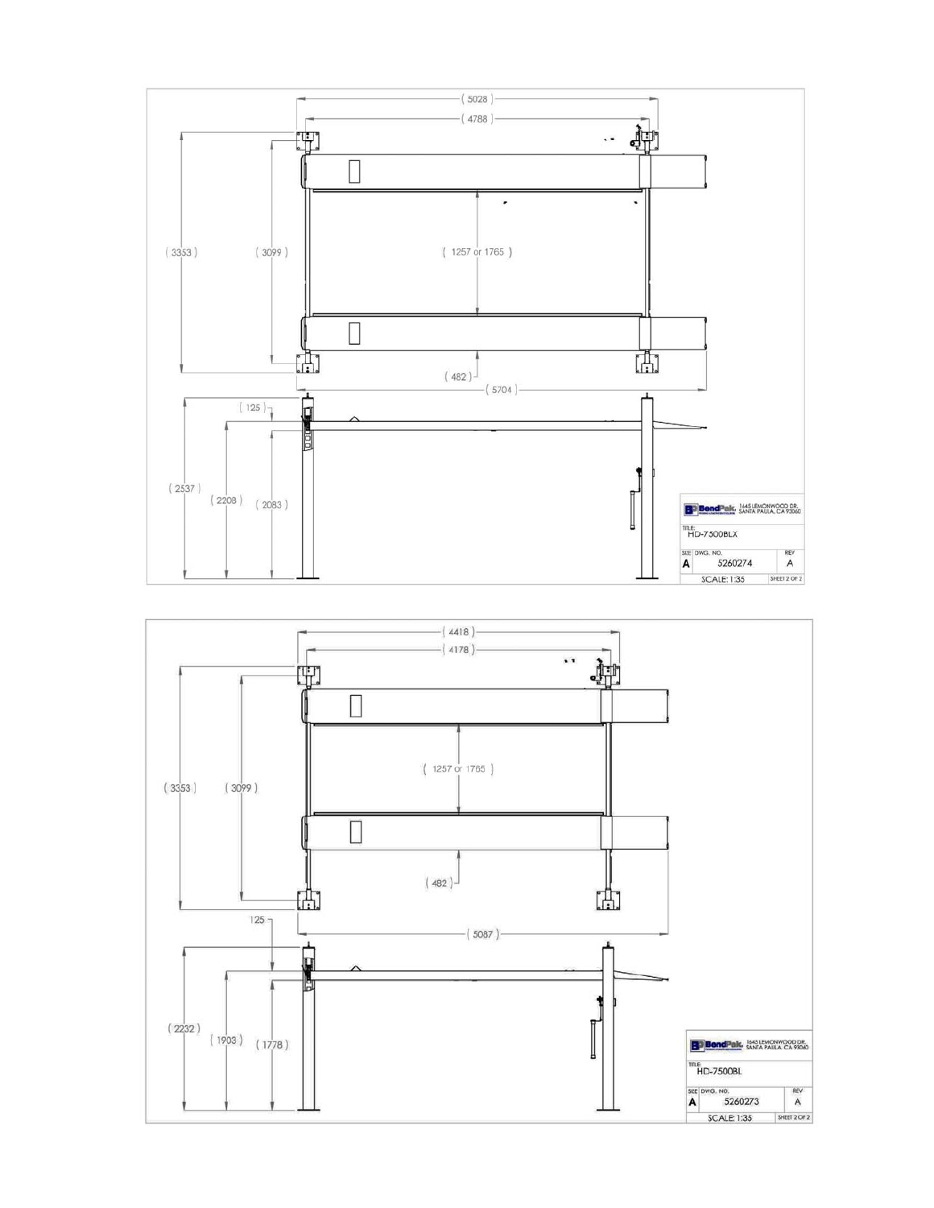( 5028 )

( 4788 )

( 3353 )

( 3099 )

( 1257 or 1765 )

( 482 )

( 5704 )

( 125 )

( 2537 )

( 2208 )

( 2083 )

BendPak 1645 LEMONWOOD DR. SANTA PAULA, CA 93060

TITLE: HD-7500BLX

SIZE: A

DWG. NO. 5260274

REV: A

SCALE: 1:35

SHEET 2 OF 2

( 4418 )

( 4178 )

( 3353 )

( 3099 )

( 1257 or 1765 )

( 482 )

125

( 5087 )

( 2232 )

( 1903 )

( 1778 )

BendPak 1645 LEMONWOOD DR. SANTA PAULA, CA 93060

TITLE: HD-7500BL

SIZE: A

DWG. NO. 5260273

REV: A

SCALE: 1:35

SHEET 2 OF 2